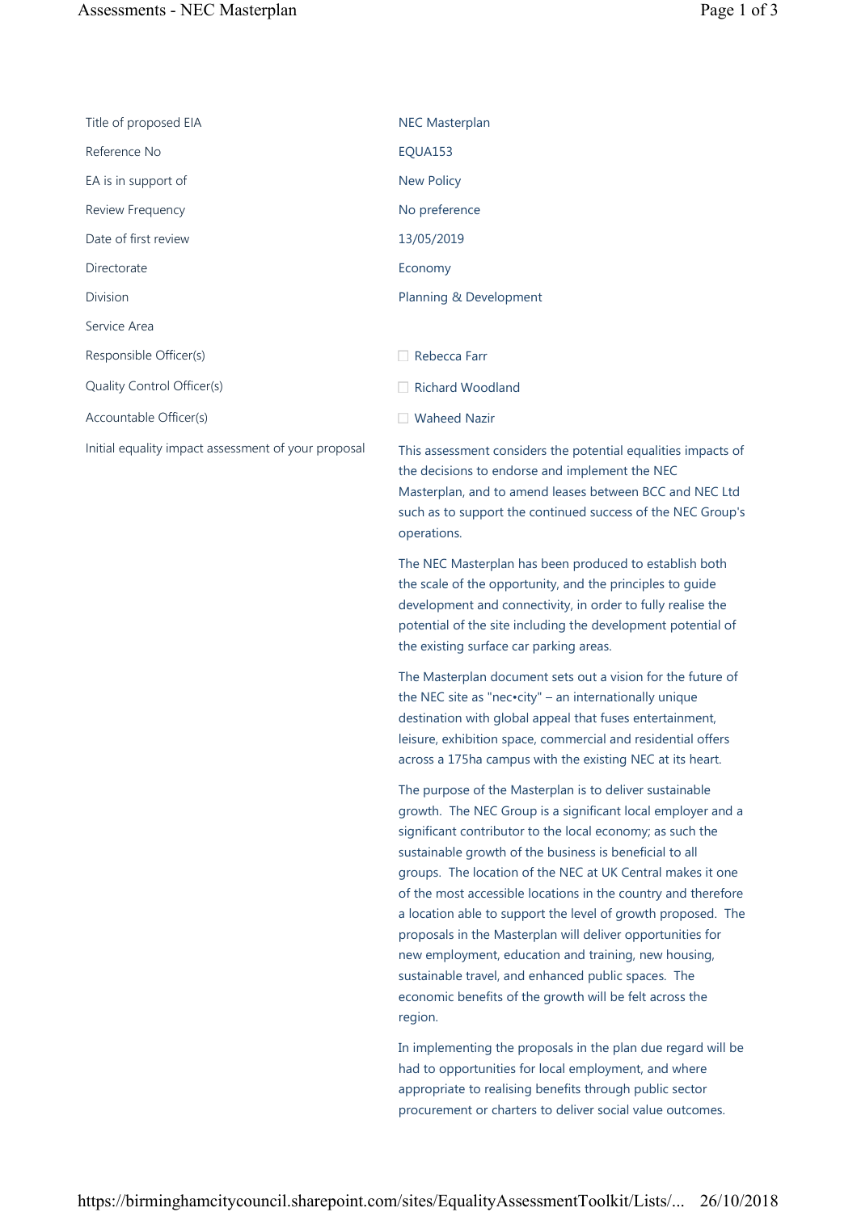| | |
|---|---|
| Title of proposed EIA | NEC Masterplan |
| Reference No | EQUA153 |
| EA is in support of | New Policy |
| Review Frequency | No preference |
| Date of first review | 13/05/2019 |
| Directorate | Economy |
| Division | Planning & Development |
| Service Area | |
| Responsible Officer(s) | ☐ Rebecca Farr |
| Quality Control Officer(s) | ☐ Richard Woodland |
| Accountable Officer(s) | ☐ Waheed Nazir |
| Initial equality impact assessment of your proposal | This assessment considers the potential equalities impacts of the decisions to endorse and implement the NEC Masterplan, and to amend leases between BCC and NEC Ltd such as to support the continued success of the NEC Group's operations.<br><br>The NEC Masterplan has been produced to establish both the scale of the opportunity, and the principles to guide development and connectivity, in order to fully realise the potential of the site including the development potential of the existing surface car parking areas.<br><br>The Masterplan document sets out a vision for the future of the NEC site as "nec•city" – an internationally unique destination with global appeal that fuses entertainment, leisure, exhibition space, commercial and residential offers across a 175ha campus with the existing NEC at its heart.<br><br>The purpose of the Masterplan is to deliver sustainable growth. The NEC Group is a significant local employer and a significant contributor to the local economy; as such the sustainable growth of the business is beneficial to all groups. The location of the NEC at UK Central makes it one of the most accessible locations in the country and therefore a location able to support the level of growth proposed. The proposals in the Masterplan will deliver opportunities for new employment, education and training, new housing, sustainable travel, and enhanced public spaces. The economic benefits of the growth will be felt across the region.<br><br>In implementing the proposals in the plan due regard will be had to opportunities for local employment, and where appropriate to realising benefits through public sector procurement or charters to deliver social value outcomes. |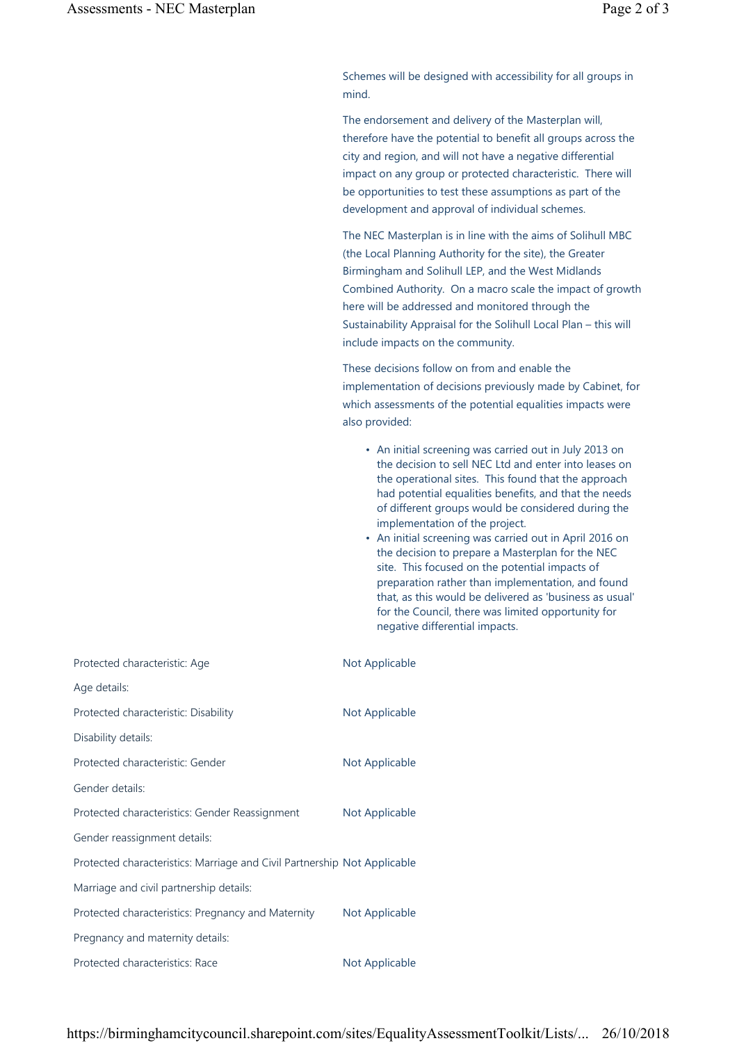Schemes will be designed with accessibility for all groups in mind.

The endorsement and delivery of the Masterplan will, therefore have the potential to benefit all groups across the city and region, and will not have a negative differential impact on any group or protected characteristic. There will be opportunities to test these assumptions as part of the development and approval of individual schemes.

The NEC Masterplan is in line with the aims of Solihull MBC (the Local Planning Authority for the site), the Greater Birmingham and Solihull LEP, and the West Midlands Combined Authority. On a macro scale the impact of growth here will be addressed and monitored through the Sustainability Appraisal for the Solihull Local Plan – this will include impacts on the community.

These decisions follow on from and enable the implementation of decisions previously made by Cabinet, for which assessments of the potential equalities impacts were also provided:

- An initial screening was carried out in July 2013 on the decision to sell NEC Ltd and enter into leases on the operational sites. This found that the approach had potential equalities benefits, and that the needs of different groups would be considered during the implementation of the project.
- An initial screening was carried out in April 2016 on the decision to prepare a Masterplan for the NEC site. This focused on the potential impacts of preparation rather than implementation, and found that, as this would be delivered as 'business as usual' for the Council, there was limited opportunity for negative differential impacts.

| | |
|---|---|
| Protected characteristic: Age | Not Applicable |
| Age details: | |
| Protected characteristic: Disability | Not Applicable |
| Disability details: | |
| Protected characteristic: Gender | Not Applicable |
| Gender details: | |
| Protected characteristics: Gender Reassignment | Not Applicable |
| Gender reassignment details: | |
| Protected characteristics: Marriage and Civil Partnership | Not Applicable |
| Marriage and civil partnership details: | |
| Protected characteristics: Pregnancy and Maternity | Not Applicable |
| Pregnancy and maternity details: | |
| Protected characteristics: Race | Not Applicable |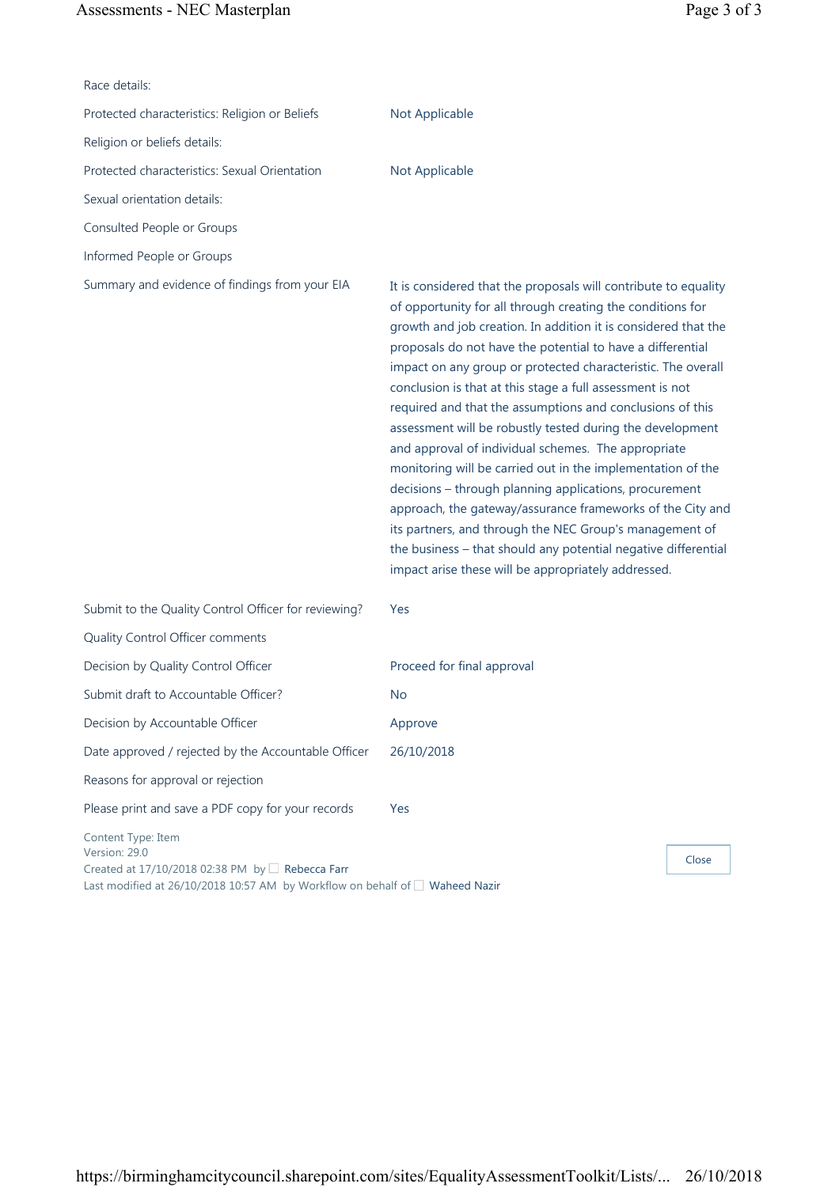| | |
|---|---|
| Race details: | |
| Protected characteristics: Religion or Beliefs | Not Applicable |
| Religion or beliefs details: | |
| Protected characteristics: Sexual Orientation | Not Applicable |
| Sexual orientation details: | |
| Consulted People or Groups | |
| Informed People or Groups | |
| Summary and evidence of findings from your EIA | It is considered that the proposals will contribute to equality of opportunity for all through creating the conditions for growth and job creation. In addition it is considered that the proposals do not have the potential to have a differential impact on any group or protected characteristic. The overall conclusion is that at this stage a full assessment is not required and that the assumptions and conclusions of this assessment will be robustly tested during the development and approval of individual schemes. The appropriate monitoring will be carried out in the implementation of the decisions – through planning applications, procurement approach, the gateway/assurance frameworks of the City and its partners, and through the NEC Group's management of the business – that should any potential negative differential impact arise these will be appropriately addressed. |
| Submit to the Quality Control Officer for reviewing? | Yes |
| Quality Control Officer comments | |
| Decision by Quality Control Officer | Proceed for final approval |
| Submit draft to Accountable Officer? | No |
| Decision by Accountable Officer | Approve |
| Date approved / rejected by the Accountable Officer | 26/10/2018 |
| Reasons for approval or rejection | |
| Please print and save a PDF copy for your records | Yes |

Content Type: Item
Version: 29.0
Created at 17/10/2018 02:38 PM by Rebecca Farr
Last modified at 26/10/2018 10:57 AM by Workflow on behalf of Waheed Nazir

Close